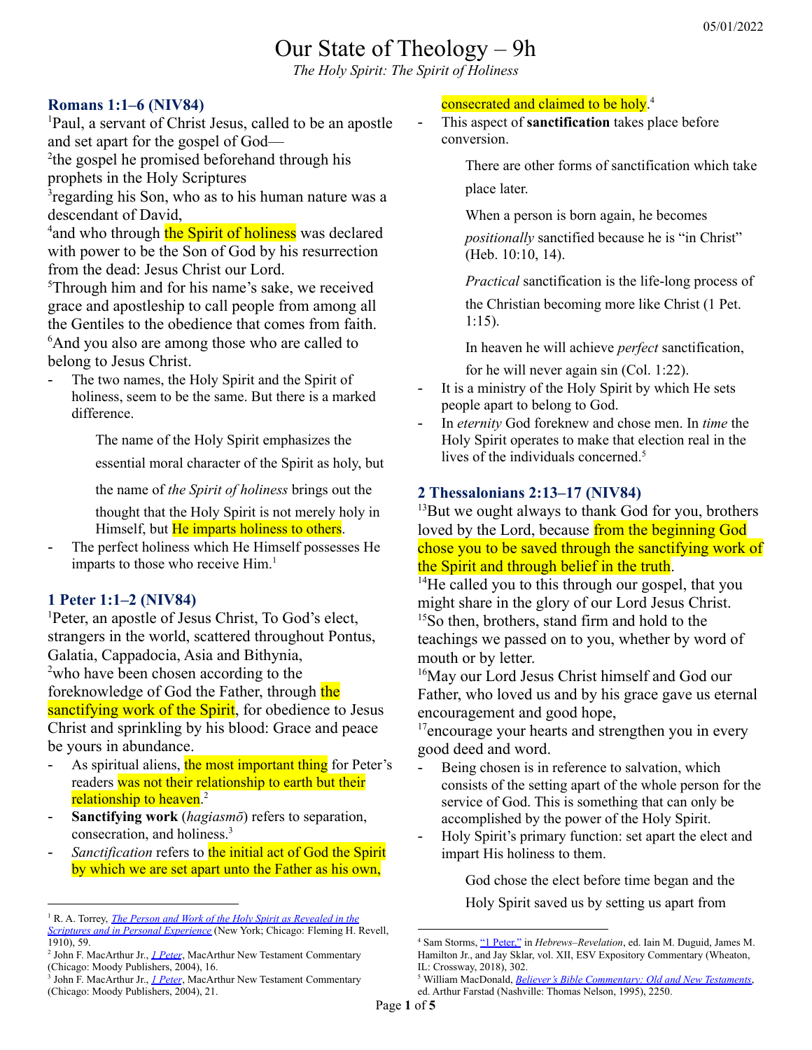05/01/2022

# Our State of Theology – 9h

*The Holy Spirit: The Spirit of Holiness*

### Romans 1:1–6 (NIV84)

[1]Paul, a servant of Christ Jesus, called to be an apostle and set apart for the gospel of God—
[2]the gospel he promised beforehand through his prophets in the Holy Scriptures
[3]regarding his Son, who as to his human nature was a descendant of David,
[4]and who through the Spirit of holiness was declared with power to be the Son of God by his resurrection from the dead: Jesus Christ our Lord.
[5]Through him and for his name's sake, we received grace and apostleship to call people from among all the Gentiles to the obedience that comes from faith.
[6]And you also are among those who are called to belong to Jesus Christ.

- The two names, the Holy Spirit and the Spirit of holiness, seem to be the same. But there is a marked difference.

  The name of the Holy Spirit emphasizes the essential moral character of the Spirit as holy, but the name of *the Spirit of holiness* brings out the thought that the Holy Spirit is not merely holy in Himself, but He imparts holiness to others.

- The perfect holiness which He Himself possesses He imparts to those who receive Him.[1]

### 1 Peter 1:1–2 (NIV84)

[1]Peter, an apostle of Jesus Christ, To God's elect, strangers in the world, scattered throughout Pontus, Galatia, Cappadocia, Asia and Bithynia,
[2]who have been chosen according to the foreknowledge of God the Father, through the sanctifying work of the Spirit, for obedience to Jesus Christ and sprinkling by his blood: Grace and peace be yours in abundance.

- As spiritual aliens, the most important thing for Peter's readers was not their relationship to earth but their relationship to heaven.[2]
- **Sanctifying work** (*hagiasmō*) refers to separation, consecration, and holiness.[3]
- *Sanctification* refers to the initial act of God the Spirit by which we are set apart unto the Father as his own, consecrated and claimed to be holy.[4]
- This aspect of **sanctification** takes place before conversion.

  There are other forms of sanctification which take place later.

  When a person is born again, he becomes *positionally* sanctified because he is "in Christ" (Heb. 10:10, 14).

  *Practical* sanctification is the life-long process of the Christian becoming more like Christ (1 Pet. 1:15).

  In heaven he will achieve *perfect* sanctification, for he will never again sin (Col. 1:22).

- It is a ministry of the Holy Spirit by which He sets people apart to belong to God.
- In *eternity* God foreknew and chose men. In *time* the Holy Spirit operates to make that election real in the lives of the individuals concerned.[5]

### 2 Thessalonians 2:13–17 (NIV84)

[13]But we ought always to thank God for you, brothers loved by the Lord, because from the beginning God chose you to be saved through the sanctifying work of the Spirit and through belief in the truth.
[14]He called you to this through our gospel, that you might share in the glory of our Lord Jesus Christ.
[15]So then, brothers, stand firm and hold to the teachings we passed on to you, whether by word of mouth or by letter.
[16]May our Lord Jesus Christ himself and God our Father, who loved us and by his grace gave us eternal encouragement and good hope,
[17]encourage your hearts and strengthen you in every good deed and word.

- Being chosen is in reference to salvation, which consists of the setting apart of the whole person for the service of God. This is something that can only be accomplished by the power of the Holy Spirit.
- Holy Spirit's primary function: set apart the elect and impart His holiness to them.

  God chose the elect before time began and the Holy Spirit saved us by setting us apart from

---

[1] R. A. Torrey, *The Person and Work of the Holy Spirit as Revealed in the Scriptures and in Personal Experience* (New York; Chicago: Fleming H. Revell, 1910), 59.

[2] John F. MacArthur Jr., *1 Peter*, MacArthur New Testament Commentary (Chicago: Moody Publishers, 2004), 16.

[3] John F. MacArthur Jr., *1 Peter*, MacArthur New Testament Commentary (Chicago: Moody Publishers, 2004), 21.

[4] Sam Storms, "1 Peter," in *Hebrews–Revelation*, ed. Iain M. Duguid, James M. Hamilton Jr., and Jay Sklar, vol. XII, ESV Expository Commentary (Wheaton, IL: Crossway, 2018), 302.

[5] William MacDonald, *Believer's Bible Commentary: Old and New Testaments*, ed. Arthur Farstad (Nashville: Thomas Nelson, 1995), 2250.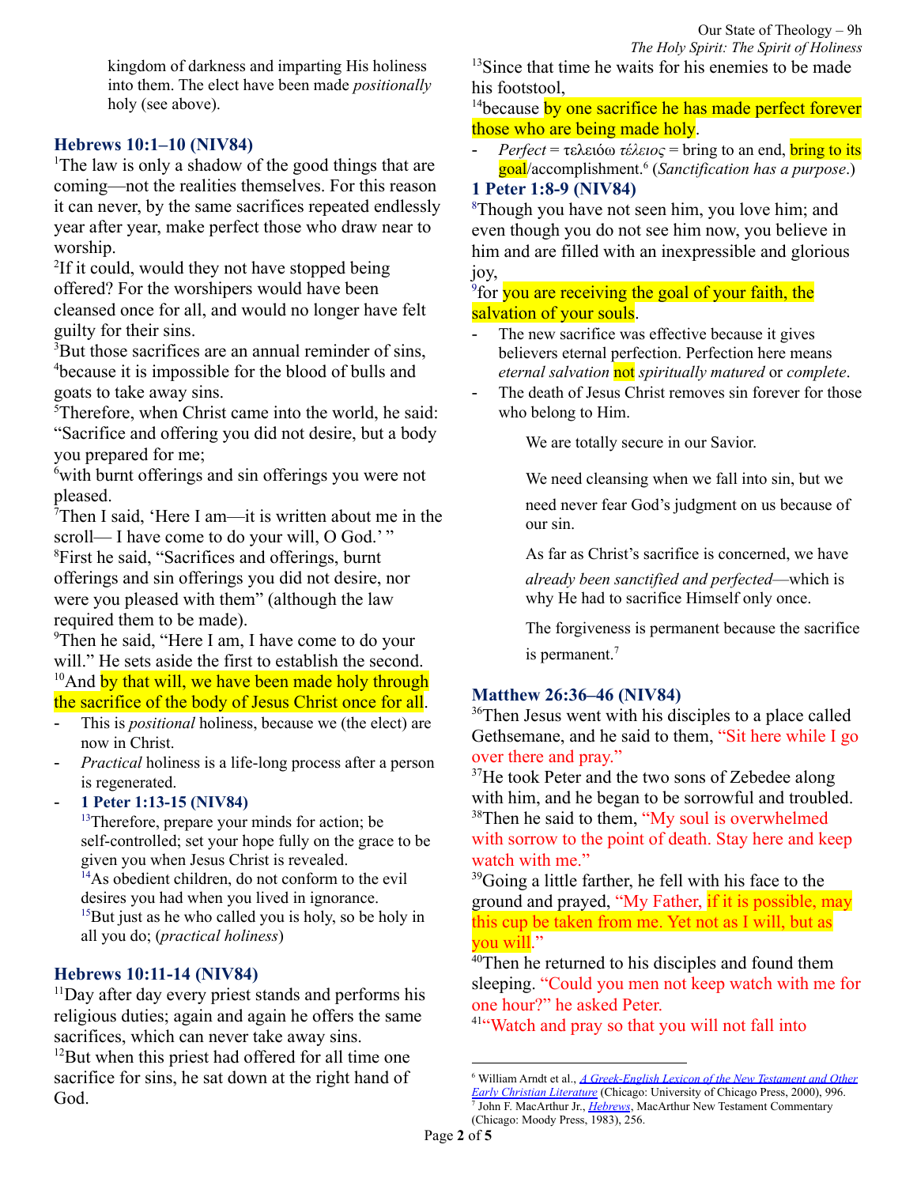kingdom of darkness and imparting His holiness into them. The elect have been made *positionally* holy (see above).

### Hebrews 10:1–10 (NIV84)

[1]The law is only a shadow of the good things that are coming—not the realities themselves. For this reason it can never, by the same sacrifices repeated endlessly year after year, make perfect those who draw near to worship.

[2]If it could, would they not have stopped being offered? For the worshipers would have been cleansed once for all, and would no longer have felt guilty for their sins.

[3]But those sacrifices are an annual reminder of sins, [4]because it is impossible for the blood of bulls and goats to take away sins.

[5]Therefore, when Christ came into the world, he said: "Sacrifice and offering you did not desire, but a body you prepared for me;

[6]with burnt offerings and sin offerings you were not pleased.

[7]Then I said, 'Here I am—it is written about me in the scroll— I have come to do your will, O God.' "

[8]First he said, "Sacrifices and offerings, burnt offerings and sin offerings you did not desire, nor were you pleased with them" (although the law required them to be made).

[9]Then he said, "Here I am, I have come to do your will." He sets aside the first to establish the second.

[10]And by that will, we have been made holy through the sacrifice of the body of Jesus Christ once for all.

- This is *positional* holiness, because we (the elect) are now in Christ.
- *Practical* holiness is a life-long process after a person is regenerated.
- **1 Peter 1:13-15 (NIV84)**

  [13]Therefore, prepare your minds for action; be self-controlled; set your hope fully on the grace to be given you when Jesus Christ is revealed.

  [14]As obedient children, do not conform to the evil desires you had when you lived in ignorance.

  [15]But just as he who called you is holy, so be holy in all you do; (*practical holiness*)

### Hebrews 10:11-14 (NIV84)

[11]Day after day every priest stands and performs his religious duties; again and again he offers the same sacrifices, which can never take away sins.

[12]But when this priest had offered for all time one sacrifice for sins, he sat down at the right hand of God.

[13]Since that time he waits for his enemies to be made his footstool,

[14]because by one sacrifice he has made perfect forever those who are being made holy.

- *Perfect* = τελειόω *τέλειος* = bring to an end, bring to its goal/accomplishment.[6] (*Sanctification has a purpose*.)

### 1 Peter 1:8-9 (NIV84)

[8]Though you have not seen him, you love him; and even though you do not see him now, you believe in him and are filled with an inexpressible and glorious joy,

[9]for you are receiving the goal of your faith, the salvation of your souls.

- The new sacrifice was effective because it gives believers eternal perfection. Perfection here means *eternal salvation* not *spiritually matured* or *complete*.
- The death of Jesus Christ removes sin forever for those who belong to Him.

> We are totally secure in our Savior.
>
> We need cleansing when we fall into sin, but we need never fear God's judgment on us because of our sin.
>
> As far as Christ's sacrifice is concerned, we have *already been sanctified and perfected*—which is why He had to sacrifice Himself only once.
>
> The forgiveness is permanent because the sacrifice is permanent.[7]

### Matthew 26:36–46 (NIV84)

[36]Then Jesus went with his disciples to a place called Gethsemane, and he said to them, "Sit here while I go over there and pray."

[37]He took Peter and the two sons of Zebedee along with him, and he began to be sorrowful and troubled.

[38]Then he said to them, "My soul is overwhelmed with sorrow to the point of death. Stay here and keep watch with me."

[39]Going a little farther, he fell with his face to the ground and prayed, "My Father, if it is possible, may this cup be taken from me. Yet not as I will, but as you will."

[40]Then he returned to his disciples and found them sleeping. "Could you men not keep watch with me for one hour?" he asked Peter.

[41]"Watch and pray so that you will not fall into

---

[6] William Arndt et al., *A Greek-English Lexicon of the New Testament and Other Early Christian Literature* (Chicago: University of Chicago Press, 2000), 996.

[7] John F. MacArthur Jr., *Hebrews*, MacArthur New Testament Commentary (Chicago: Moody Press, 1983), 256.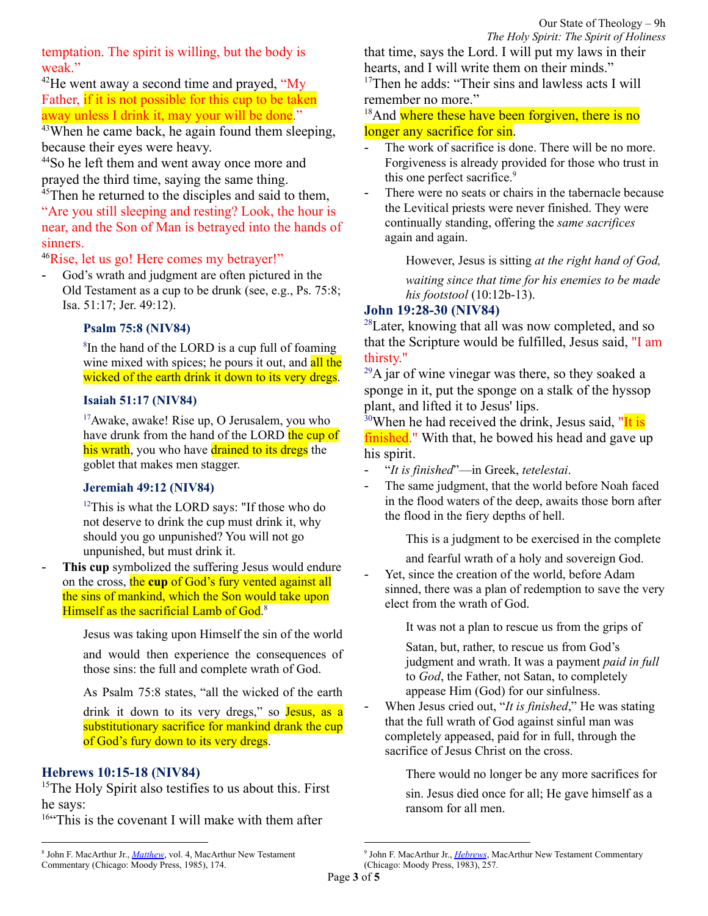temptation. The spirit is willing, but the body is weak."

[42]He went away a second time and prayed, "My Father, if it is not possible for this cup to be taken away unless I drink it, may your will be done."

[43]When he came back, he again found them sleeping, because their eyes were heavy.

[44]So he left them and went away once more and prayed the third time, saying the same thing.

[45]Then he returned to the disciples and said to them, "Are you still sleeping and resting? Look, the hour is near, and the Son of Man is betrayed into the hands of sinners.

[46]Rise, let us go! Here comes my betrayer!"

- God's wrath and judgment are often pictured in the Old Testament as a cup to be drunk (see, e.g., Ps. 75:8; Isa. 51:17; Jer. 49:12).

> **Psalm 75:8 (NIV84)**
>
> [8]In the hand of the LORD is a cup full of foaming wine mixed with spices; he pours it out, and all the wicked of the earth drink it down to its very dregs.
>
> **Isaiah 51:17 (NIV84)**
>
> [17]Awake, awake! Rise up, O Jerusalem, you who have drunk from the hand of the LORD the cup of his wrath, you who have drained to its dregs the goblet that makes men stagger.
>
> **Jeremiah 49:12 (NIV84)**
>
> [12]This is what the LORD says: "If those who do not deserve to drink the cup must drink it, why should you go unpunished? You will not go unpunished, but must drink it.

- **This cup** symbolized the suffering Jesus would endure on the cross, the **cup** of God's fury vented against all the sins of mankind, which the Son would take upon Himself as the sacrificial Lamb of God.[8]

> Jesus was taking upon Himself the sin of the world and would then experience the consequences of those sins: the full and complete wrath of God.
>
> As Psalm 75:8 states, "all the wicked of the earth drink it down to its very dregs," so Jesus, as a substitutionary sacrifice for mankind drank the cup of God's fury down to its very dregs.

### Hebrews 10:15-18 (NIV84)

[15]The Holy Spirit also testifies to us about this. First he says:

[16]"This is the covenant I will make with them after that time, says the Lord. I will put my laws in their hearts, and I will write them on their minds."

[17]Then he adds: "Their sins and lawless acts I will remember no more."

[18]And where these have been forgiven, there is no longer any sacrifice for sin.

- The work of sacrifice is done. There will be no more. Forgiveness is already provided for those who trust in this one perfect sacrifice.[9]
- There were no seats or chairs in the tabernacle because the Levitical priests were never finished. They were continually standing, offering the *same sacrifices* again and again.

> However, Jesus is sitting *at the right hand of God, waiting since that time for his enemies to be made his footstool* (10:12b-13).

### John 19:28-30 (NIV84)

[28]Later, knowing that all was now completed, and so that the Scripture would be fulfilled, Jesus said, "I am thirsty."

[29]A jar of wine vinegar was there, so they soaked a sponge in it, put the sponge on a stalk of the hyssop plant, and lifted it to Jesus' lips.

[30]When he had received the drink, Jesus said, "It is finished." With that, he bowed his head and gave up his spirit.

- "*It is finished*"—in Greek, *tetelestai*.
- The same judgment, that the world before Noah faced in the flood waters of the deep, awaits those born after the flood in the fiery depths of hell.

> This is a judgment to be exercised in the complete and fearful wrath of a holy and sovereign God.

- Yet, since the creation of the world, before Adam sinned, there was a plan of redemption to save the very elect from the wrath of God.

> It was not a plan to rescue us from the grips of Satan, but, rather, to rescue us from God's judgment and wrath. It was a payment *paid in full* to *God*, the Father, not Satan, to completely appease Him (God) for our sinfulness.

- When Jesus cried out, "*It is finished*," He was stating that the full wrath of God against sinful man was completely appeased, paid for in full, through the sacrifice of Jesus Christ on the cross.

> There would no longer be any more sacrifices for sin. Jesus died once for all; He gave himself as a ransom for all men.

---

[8] John F. MacArthur Jr., *Matthew*, vol. 4, MacArthur New Testament Commentary (Chicago: Moody Press, 1985), 174.

[9] John F. MacArthur Jr., *Hebrews*, MacArthur New Testament Commentary (Chicago: Moody Press, 1983), 257.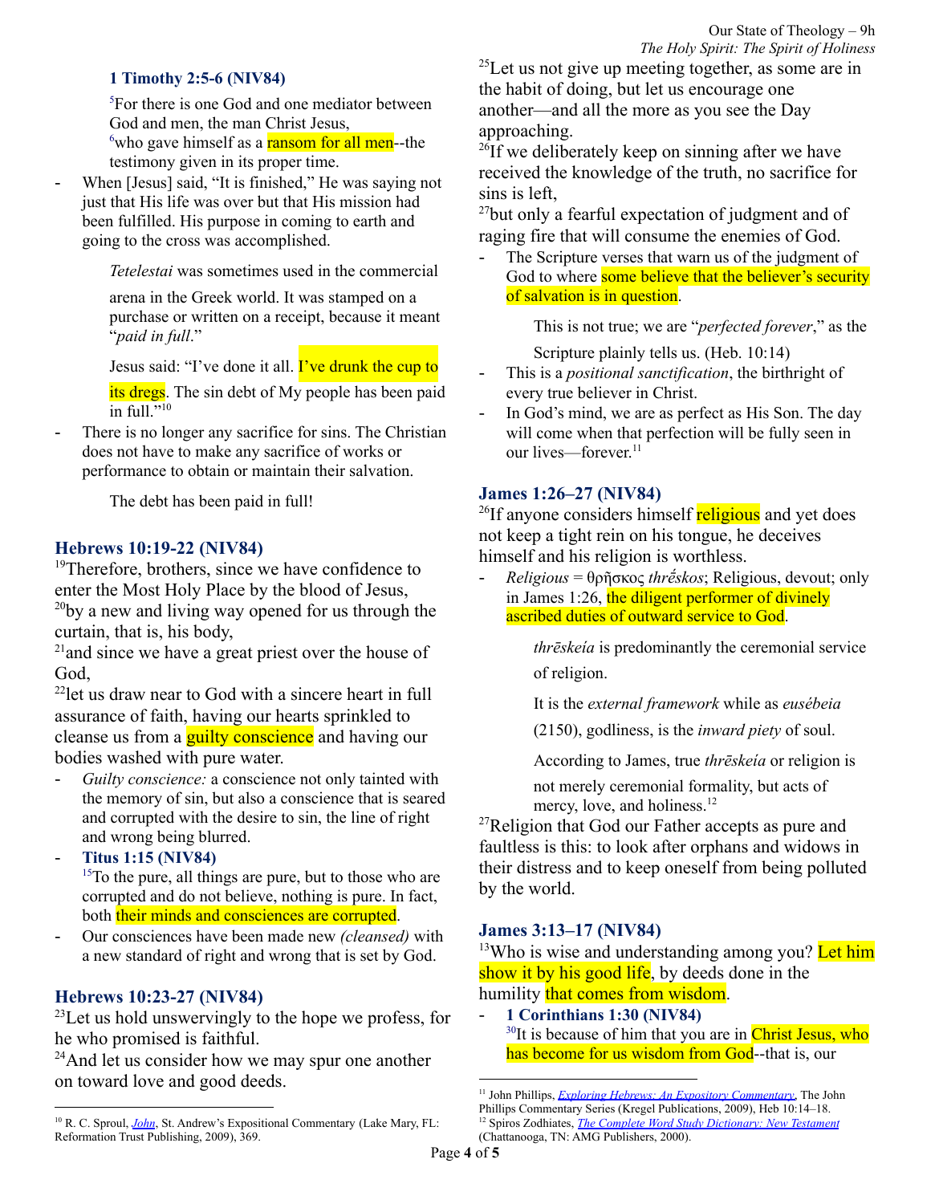### 1 Timothy 2:5-6 (NIV84)

[5]For there is one God and one mediator between God and men, the man Christ Jesus,
[6]who gave himself as a ransom for all men--the testimony given in its proper time.

- When [Jesus] said, "It is finished," He was saying not just that His life was over but that His mission had been fulfilled. His purpose in coming to earth and going to the cross was accomplished.

  *Tetelestai* was sometimes used in the commercial arena in the Greek world. It was stamped on a purchase or written on a receipt, because it meant "*paid in full*."

  Jesus said: "I've done it all. I've drunk the cup to its dregs. The sin debt of My people has been paid in full."[10]

- There is no longer any sacrifice for sins. The Christian does not have to make any sacrifice of works or performance to obtain or maintain their salvation.

  The debt has been paid in full!

### Hebrews 10:19-22 (NIV84)

[19]Therefore, brothers, since we have confidence to enter the Most Holy Place by the blood of Jesus,
[20]by a new and living way opened for us through the curtain, that is, his body,
[21]and since we have a great priest over the house of God,
[22]let us draw near to God with a sincere heart in full assurance of faith, having our hearts sprinkled to cleanse us from a guilty conscience and having our bodies washed with pure water.

- *Guilty conscience:* a conscience not only tainted with the memory of sin, but also a conscience that is seared and corrupted with the desire to sin, the line of right and wrong being blurred.
- **Titus 1:15 (NIV84)**
  [15]To the pure, all things are pure, but to those who are corrupted and do not believe, nothing is pure. In fact, both their minds and consciences are corrupted.
- Our consciences have been made new *(cleansed)* with a new standard of right and wrong that is set by God.

### Hebrews 10:23-27 (NIV84)

[23]Let us hold unswervingly to the hope we profess, for he who promised is faithful.
[24]And let us consider how we may spur one another on toward love and good deeds.
[25]Let us not give up meeting together, as some are in the habit of doing, but let us encourage one another—and all the more as you see the Day approaching.
[26]If we deliberately keep on sinning after we have received the knowledge of the truth, no sacrifice for sins is left,
[27]but only a fearful expectation of judgment and of raging fire that will consume the enemies of God.

- The Scripture verses that warn us of the judgment of God to where some believe that the believer's security of salvation is in question.

  This is not true; we are "*perfected forever*," as the Scripture plainly tells us. (Heb. 10:14)

- This is a *positional sanctification*, the birthright of every true believer in Christ.
- In God's mind, we are as perfect as His Son. The day will come when that perfection will be fully seen in our lives—forever.[11]

### James 1:26–27 (NIV84)

[26]If anyone considers himself religious and yet does not keep a tight rein on his tongue, he deceives himself and his religion is worthless.

- *Religious* = θρῆσκος *thrḗskos*; Religious, devout; only in James 1:26, the diligent performer of divinely ascribed duties of outward service to God.

  *thrēskeía* is predominantly the ceremonial service of religion.

  It is the *external framework* while as *eusébeia* (2150), godliness, is the *inward piety* of soul.

  According to James, true *thrēskeía* or religion is not merely ceremonial formality, but acts of mercy, love, and holiness.[12]

[27]Religion that God our Father accepts as pure and faultless is this: to look after orphans and widows in their distress and to keep oneself from being polluted by the world.

### James 3:13–17 (NIV84)

[13]Who is wise and understanding among you? Let him show it by his good life, by deeds done in the humility that comes from wisdom.

- **1 Corinthians 1:30 (NIV84)**
  [30]It is because of him that you are in Christ Jesus, who has become for us wisdom from God--that is, our

---

[10] R. C. Sproul, *John*, St. Andrew's Expositional Commentary (Lake Mary, FL: Reformation Trust Publishing, 2009), 369.

[11] John Phillips, *Exploring Hebrews: An Expository Commentary*, The John Phillips Commentary Series (Kregel Publications, 2009), Heb 10:14–18.

[12] Spiros Zodhiates, *The Complete Word Study Dictionary: New Testament* (Chattanooga, TN: AMG Publishers, 2000).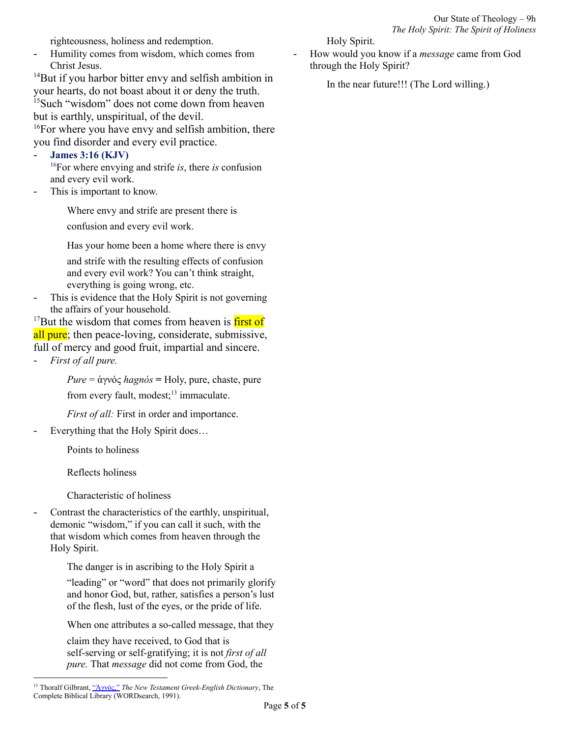righteousness, holiness and redemption.

- Humility comes from wisdom, which comes from Christ Jesus.

[14]But if you harbor bitter envy and selfish ambition in your hearts, do not boast about it or deny the truth. [15]Such "wisdom" does not come down from heaven but is earthly, unspiritual, of the devil.
[16]For where you have envy and selfish ambition, there you find disorder and every evil practice.

- **James 3:16 (KJV)**
  [16]For where envying and strife *is*, there *is* confusion and every evil work.
- This is important to know.

    Where envy and strife are present there is confusion and every evil work.

    Has your home been a home where there is envy and strife with the resulting effects of confusion and every evil work? You can't think straight, everything is going wrong, etc.

- This is evidence that the Holy Spirit is not governing the affairs of your household.

[17]But the wisdom that comes from heaven is first of all pure; then peace-loving, considerate, submissive, full of mercy and good fruit, impartial and sincere.

- *First of all pure.*

    *Pure* = ἁγνός *hagnós* = Holy, pure, chaste, pure from every fault, modest;[13] immaculate.

    *First of all:* First in order and importance.

- Everything that the Holy Spirit does…

    Points to holiness

    Reflects holiness

    Characteristic of holiness

- Contrast the characteristics of the earthly, unspiritual, demonic "wisdom," if you can call it such, with the that wisdom which comes from heaven through the Holy Spirit.

    The danger is in ascribing to the Holy Spirit a "leading" or "word" that does not primarily glorify and honor God, but, rather, satisfies a person's lust of the flesh, lust of the eyes, or the pride of life.

    When one attributes a so-called message, that they claim they have received, to God that is self-serving or self-gratifying; it is not *first of all pure.* That *message* did not come from God, the Holy Spirit.

- How would you know if a *message* came from God through the Holy Spirit?

    In the near future!!! (The Lord willing.)

---

[13] Thoralf Gilbrant, "Ἁγνός," *The New Testament Greek-English Dictionary*, The Complete Biblical Library (WORDsearch, 1991).